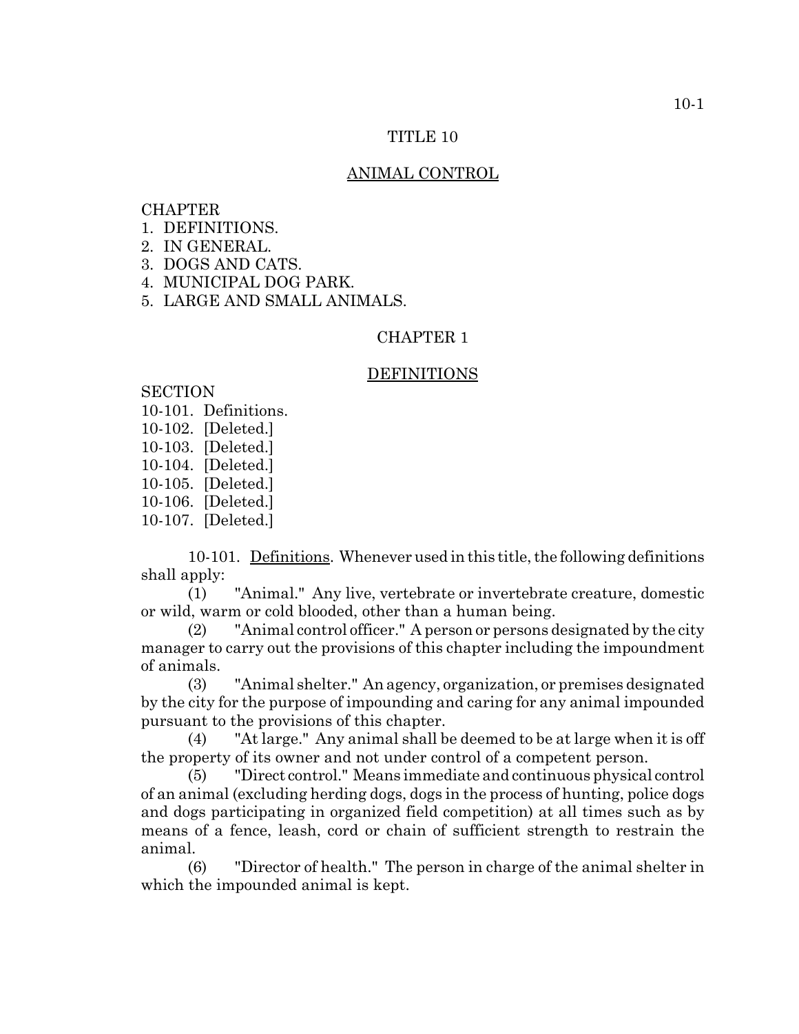# TITLE 10

## ANIMAL CONTROL

CHAPTER
1. DEFINITIONS.
2. IN GENERAL.
3. DOGS AND CATS.
4. MUNICIPAL DOG PARK.
5. LARGE AND SMALL ANIMALS.

## CHAPTER 1

## DEFINITIONS

SECTION
10-101. Definitions.
10-102. [Deleted.]
10-103. [Deleted.]
10-104. [Deleted.]
10-105. [Deleted.]
10-106. [Deleted.]
10-107. [Deleted.]

10-101. Definitions. Whenever used in this title, the following definitions shall apply:

(1) "Animal." Any live, vertebrate or invertebrate creature, domestic or wild, warm or cold blooded, other than a human being.

(2) "Animal control officer." A person or persons designated by the city manager to carry out the provisions of this chapter including the impoundment of animals.

(3) "Animal shelter." An agency, organization, or premises designated by the city for the purpose of impounding and caring for any animal impounded pursuant to the provisions of this chapter.

(4) "At large." Any animal shall be deemed to be at large when it is off the property of its owner and not under control of a competent person.

(5) "Direct control." Means immediate and continuous physical control of an animal (excluding herding dogs, dogs in the process of hunting, police dogs and dogs participating in organized field competition) at all times such as by means of a fence, leash, cord or chain of sufficient strength to restrain the animal.

(6) "Director of health." The person in charge of the animal shelter in which the impounded animal is kept.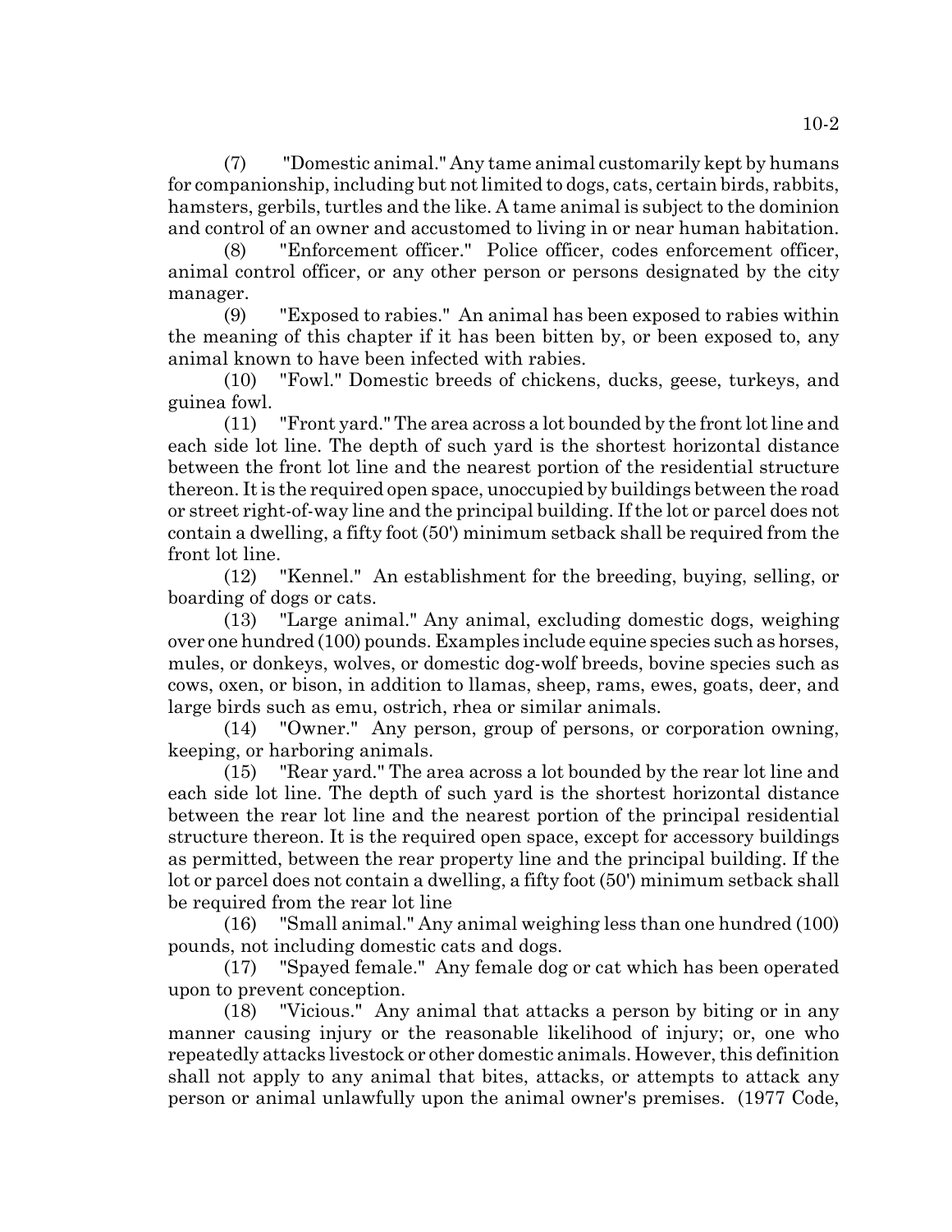(7) "Domestic animal." Any tame animal customarily kept by humans for companionship, including but not limited to dogs, cats, certain birds, rabbits, hamsters, gerbils, turtles and the like. A tame animal is subject to the dominion and control of an owner and accustomed to living in or near human habitation.

(8) "Enforcement officer." Police officer, codes enforcement officer, animal control officer, or any other person or persons designated by the city manager.

(9) "Exposed to rabies." An animal has been exposed to rabies within the meaning of this chapter if it has been bitten by, or been exposed to, any animal known to have been infected with rabies.

(10) "Fowl." Domestic breeds of chickens, ducks, geese, turkeys, and guinea fowl.

(11) "Front yard." The area across a lot bounded by the front lot line and each side lot line. The depth of such yard is the shortest horizontal distance between the front lot line and the nearest portion of the residential structure thereon. It is the required open space, unoccupied by buildings between the road or street right-of-way line and the principal building. If the lot or parcel does not contain a dwelling, a fifty foot (50') minimum setback shall be required from the front lot line.

(12) "Kennel." An establishment for the breeding, buying, selling, or boarding of dogs or cats.

(13) "Large animal." Any animal, excluding domestic dogs, weighing over one hundred (100) pounds. Examples include equine species such as horses, mules, or donkeys, wolves, or domestic dog-wolf breeds, bovine species such as cows, oxen, or bison, in addition to llamas, sheep, rams, ewes, goats, deer, and large birds such as emu, ostrich, rhea or similar animals.

(14) "Owner." Any person, group of persons, or corporation owning, keeping, or harboring animals.

(15) "Rear yard." The area across a lot bounded by the rear lot line and each side lot line. The depth of such yard is the shortest horizontal distance between the rear lot line and the nearest portion of the principal residential structure thereon. It is the required open space, except for accessory buildings as permitted, between the rear property line and the principal building. If the lot or parcel does not contain a dwelling, a fifty foot (50') minimum setback shall be required from the rear lot line

(16) "Small animal." Any animal weighing less than one hundred (100) pounds, not including domestic cats and dogs.

(17) "Spayed female." Any female dog or cat which has been operated upon to prevent conception.

(18) "Vicious." Any animal that attacks a person by biting or in any manner causing injury or the reasonable likelihood of injury; or, one who repeatedly attacks livestock or other domestic animals. However, this definition shall not apply to any animal that bites, attacks, or attempts to attack any person or animal unlawfully upon the animal owner's premises. (1977 Code,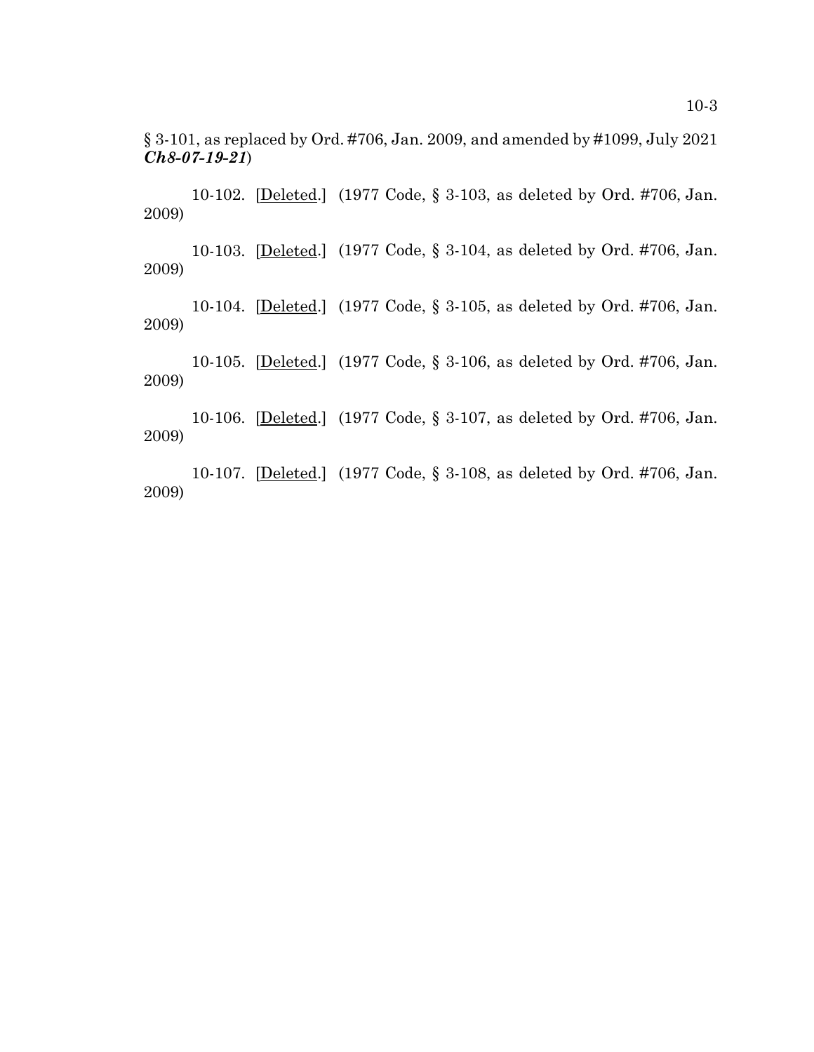§ 3-101, as replaced by Ord. #706, Jan. 2009, and amended by #1099, July 2021 ***Ch8-07-19-21***)

10-102. [Deleted.] (1977 Code, § 3-103, as deleted by Ord. #706, Jan. 2009)

10-103. [Deleted.] (1977 Code, § 3-104, as deleted by Ord. #706, Jan. 2009)

10-104. [Deleted.] (1977 Code, § 3-105, as deleted by Ord. #706, Jan. 2009)

10-105. [Deleted.] (1977 Code, § 3-106, as deleted by Ord. #706, Jan. 2009)

10-106. [Deleted.] (1977 Code, § 3-107, as deleted by Ord. #706, Jan. 2009)

10-107. [Deleted.] (1977 Code, § 3-108, as deleted by Ord. #706, Jan. 2009)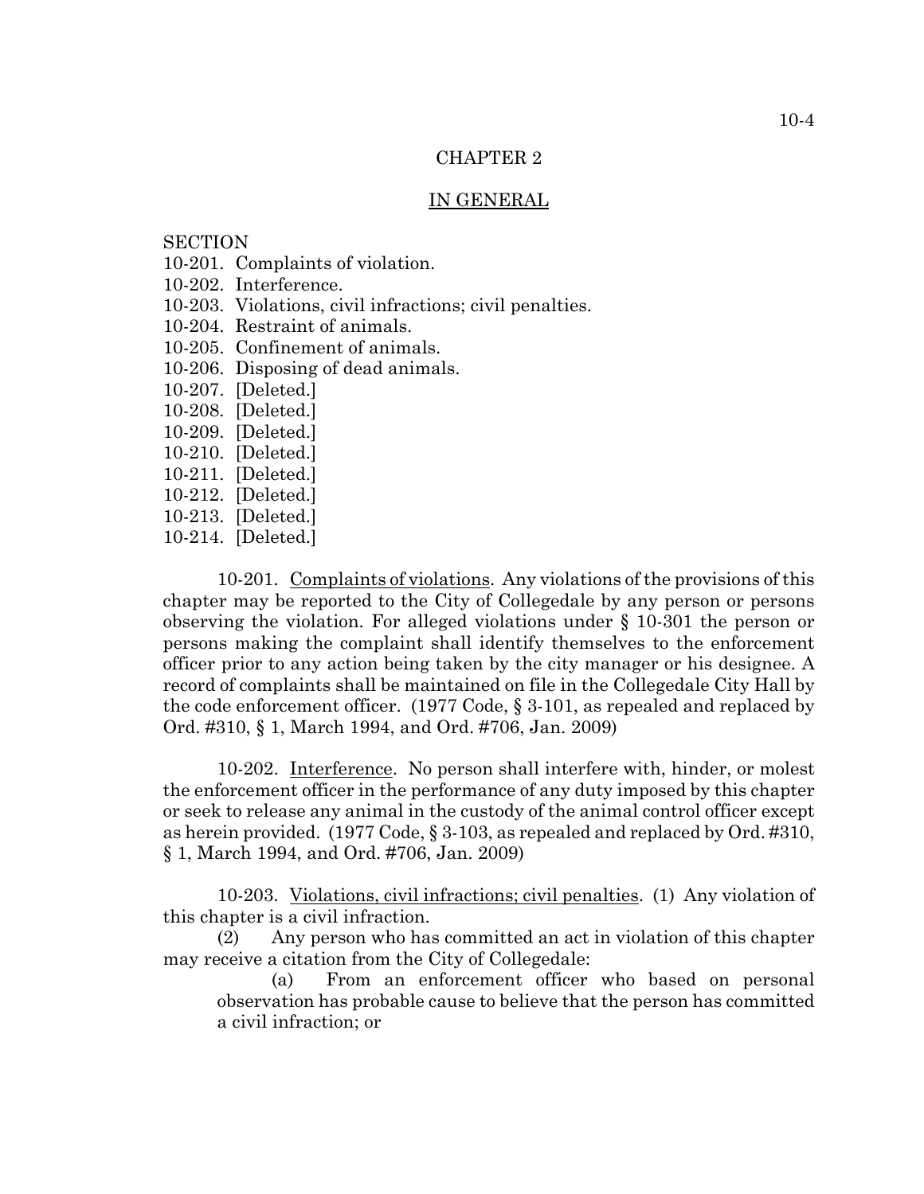# CHAPTER 2

## IN GENERAL

SECTION
10-201. Complaints of violation.
10-202. Interference.
10-203. Violations, civil infractions; civil penalties.
10-204. Restraint of animals.
10-205. Confinement of animals.
10-206. Disposing of dead animals.
10-207. [Deleted.]
10-208. [Deleted.]
10-209. [Deleted.]
10-210. [Deleted.]
10-211. [Deleted.]
10-212. [Deleted.]
10-213. [Deleted.]
10-214. [Deleted.]

10-201. Complaints of violations. Any violations of the provisions of this chapter may be reported to the City of Collegedale by any person or persons observing the violation. For alleged violations under § 10-301 the person or persons making the complaint shall identify themselves to the enforcement officer prior to any action being taken by the city manager or his designee. A record of complaints shall be maintained on file in the Collegedale City Hall by the code enforcement officer. (1977 Code, § 3-101, as repealed and replaced by Ord. #310, § 1, March 1994, and Ord. #706, Jan. 2009)

10-202. Interference. No person shall interfere with, hinder, or molest the enforcement officer in the performance of any duty imposed by this chapter or seek to release any animal in the custody of the animal control officer except as herein provided. (1977 Code, § 3-103, as repealed and replaced by Ord. #310, § 1, March 1994, and Ord. #706, Jan. 2009)

10-203. Violations, civil infractions; civil penalties. (1) Any violation of this chapter is a civil infraction.

(2) Any person who has committed an act in violation of this chapter may receive a citation from the City of Collegedale:

(a) From an enforcement officer who based on personal observation has probable cause to believe that the person has committed a civil infraction; or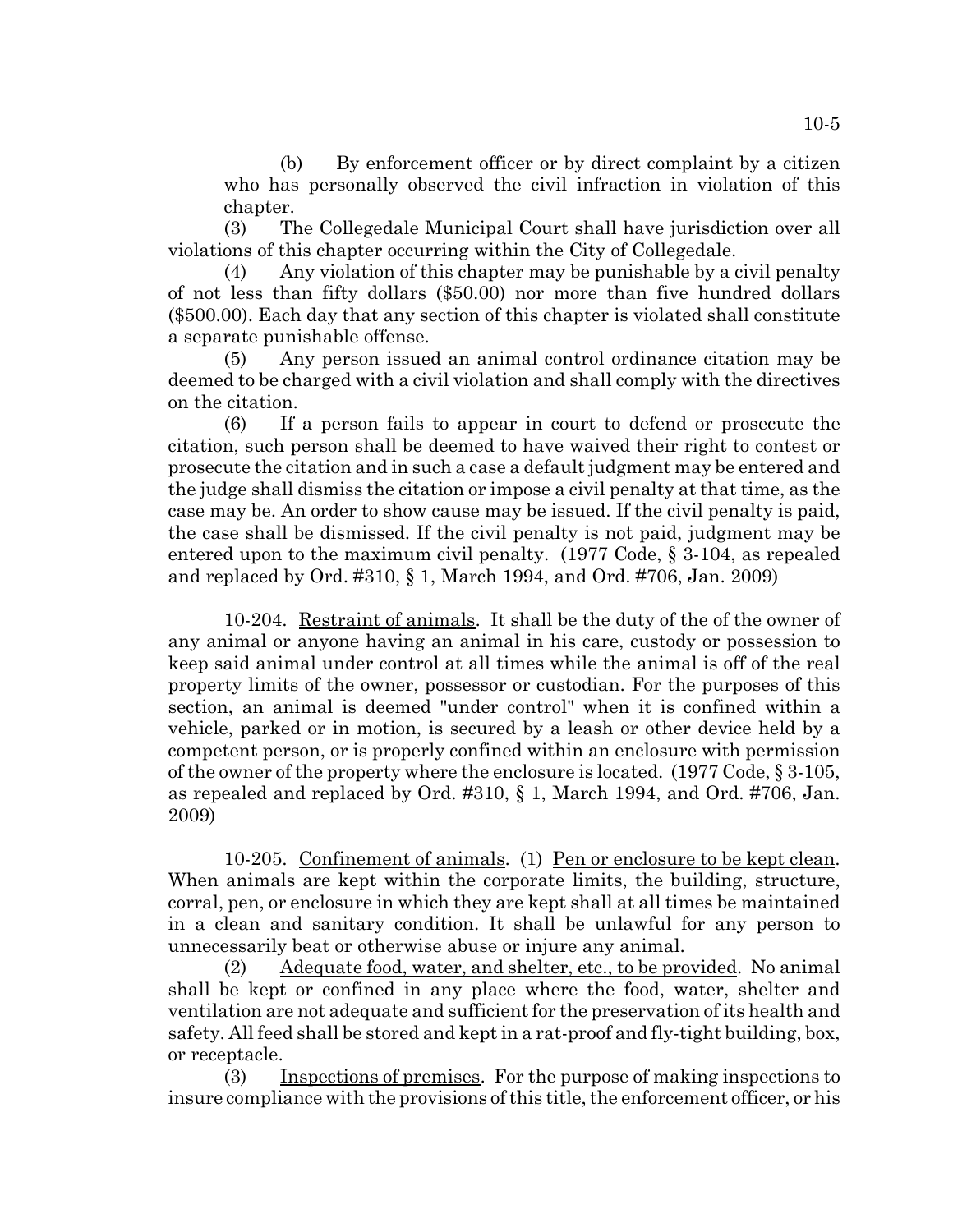(b) By enforcement officer or by direct complaint by a citizen who has personally observed the civil infraction in violation of this chapter.

(3) The Collegedale Municipal Court shall have jurisdiction over all violations of this chapter occurring within the City of Collegedale.

(4) Any violation of this chapter may be punishable by a civil penalty of not less than fifty dollars ($50.00) nor more than five hundred dollars ($500.00). Each day that any section of this chapter is violated shall constitute a separate punishable offense.

(5) Any person issued an animal control ordinance citation may be deemed to be charged with a civil violation and shall comply with the directives on the citation.

(6) If a person fails to appear in court to defend or prosecute the citation, such person shall be deemed to have waived their right to contest or prosecute the citation and in such a case a default judgment may be entered and the judge shall dismiss the citation or impose a civil penalty at that time, as the case may be. An order to show cause may be issued. If the civil penalty is paid, the case shall be dismissed. If the civil penalty is not paid, judgment may be entered upon to the maximum civil penalty. (1977 Code, § 3-104, as repealed and replaced by Ord. #310, § 1, March 1994, and Ord. #706, Jan. 2009)

10-204. Restraint of animals. It shall be the duty of the of the owner of any animal or anyone having an animal in his care, custody or possession to keep said animal under control at all times while the animal is off of the real property limits of the owner, possessor or custodian. For the purposes of this section, an animal is deemed "under control" when it is confined within a vehicle, parked or in motion, is secured by a leash or other device held by a competent person, or is properly confined within an enclosure with permission of the owner of the property where the enclosure is located. (1977 Code, § 3-105, as repealed and replaced by Ord. #310, § 1, March 1994, and Ord. #706, Jan. 2009)

10-205. Confinement of animals. (1) Pen or enclosure to be kept clean. When animals are kept within the corporate limits, the building, structure, corral, pen, or enclosure in which they are kept shall at all times be maintained in a clean and sanitary condition. It shall be unlawful for any person to unnecessarily beat or otherwise abuse or injure any animal.

(2) Adequate food, water, and shelter, etc., to be provided. No animal shall be kept or confined in any place where the food, water, shelter and ventilation are not adequate and sufficient for the preservation of its health and safety. All feed shall be stored and kept in a rat-proof and fly-tight building, box, or receptacle.

(3) Inspections of premises. For the purpose of making inspections to insure compliance with the provisions of this title, the enforcement officer, or his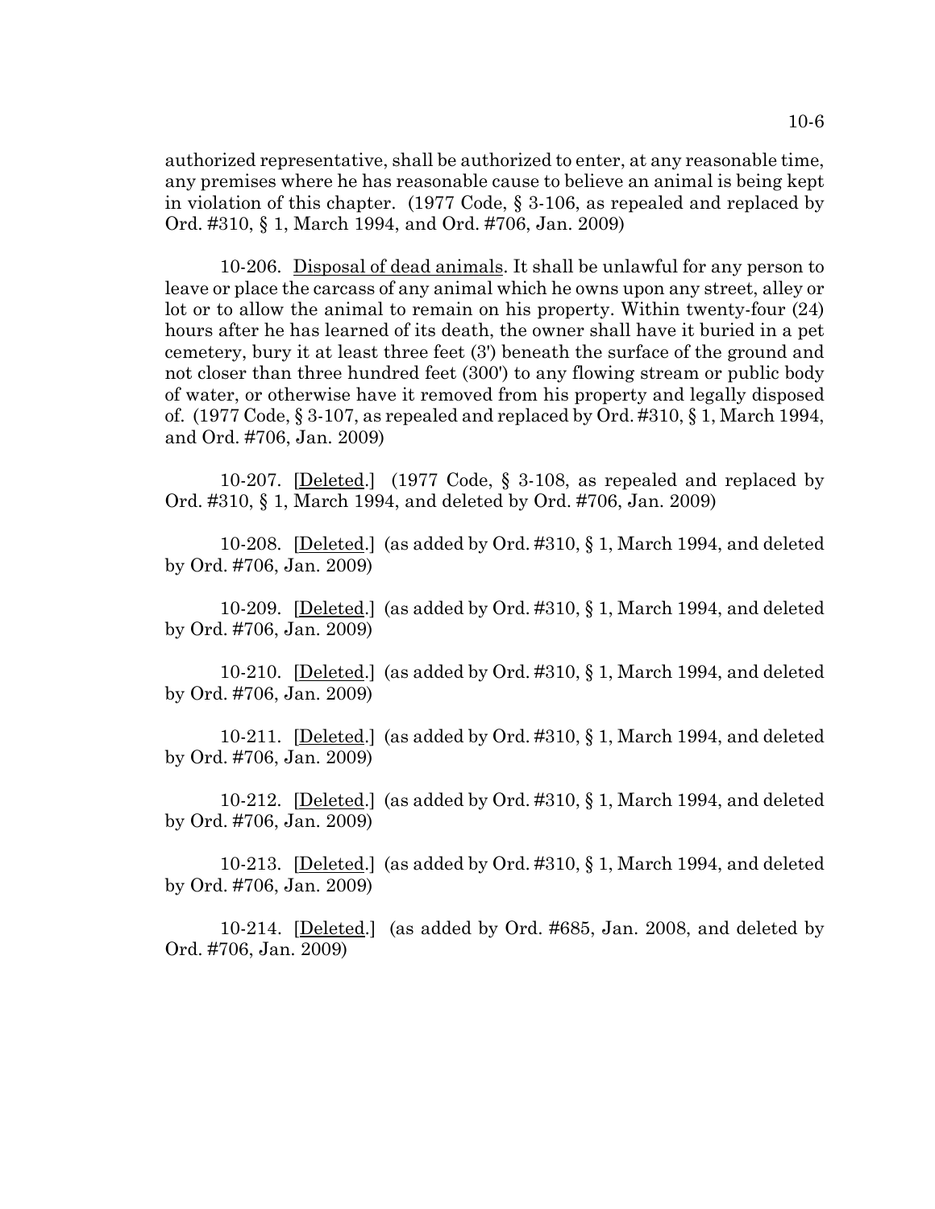authorized representative, shall be authorized to enter, at any reasonable time, any premises where he has reasonable cause to believe an animal is being kept in violation of this chapter. (1977 Code, § 3-106, as repealed and replaced by Ord. #310, § 1, March 1994, and Ord. #706, Jan. 2009)

10-206. Disposal of dead animals. It shall be unlawful for any person to leave or place the carcass of any animal which he owns upon any street, alley or lot or to allow the animal to remain on his property. Within twenty-four (24) hours after he has learned of its death, the owner shall have it buried in a pet cemetery, bury it at least three feet (3') beneath the surface of the ground and not closer than three hundred feet (300') to any flowing stream or public body of water, or otherwise have it removed from his property and legally disposed of. (1977 Code, § 3-107, as repealed and replaced by Ord. #310, § 1, March 1994, and Ord. #706, Jan. 2009)

10-207. [Deleted.] (1977 Code, § 3-108, as repealed and replaced by Ord. #310, § 1, March 1994, and deleted by Ord. #706, Jan. 2009)

10-208. [Deleted.] (as added by Ord. #310, § 1, March 1994, and deleted by Ord. #706, Jan. 2009)

10-209. [Deleted.] (as added by Ord. #310, § 1, March 1994, and deleted by Ord. #706, Jan. 2009)

10-210. [Deleted.] (as added by Ord. #310, § 1, March 1994, and deleted by Ord. #706, Jan. 2009)

10-211. [Deleted.] (as added by Ord. #310, § 1, March 1994, and deleted by Ord. #706, Jan. 2009)

10-212. [Deleted.] (as added by Ord. #310, § 1, March 1994, and deleted by Ord. #706, Jan. 2009)

10-213. [Deleted.] (as added by Ord. #310, § 1, March 1994, and deleted by Ord. #706, Jan. 2009)

10-214. [Deleted.] (as added by Ord. #685, Jan. 2008, and deleted by Ord. #706, Jan. 2009)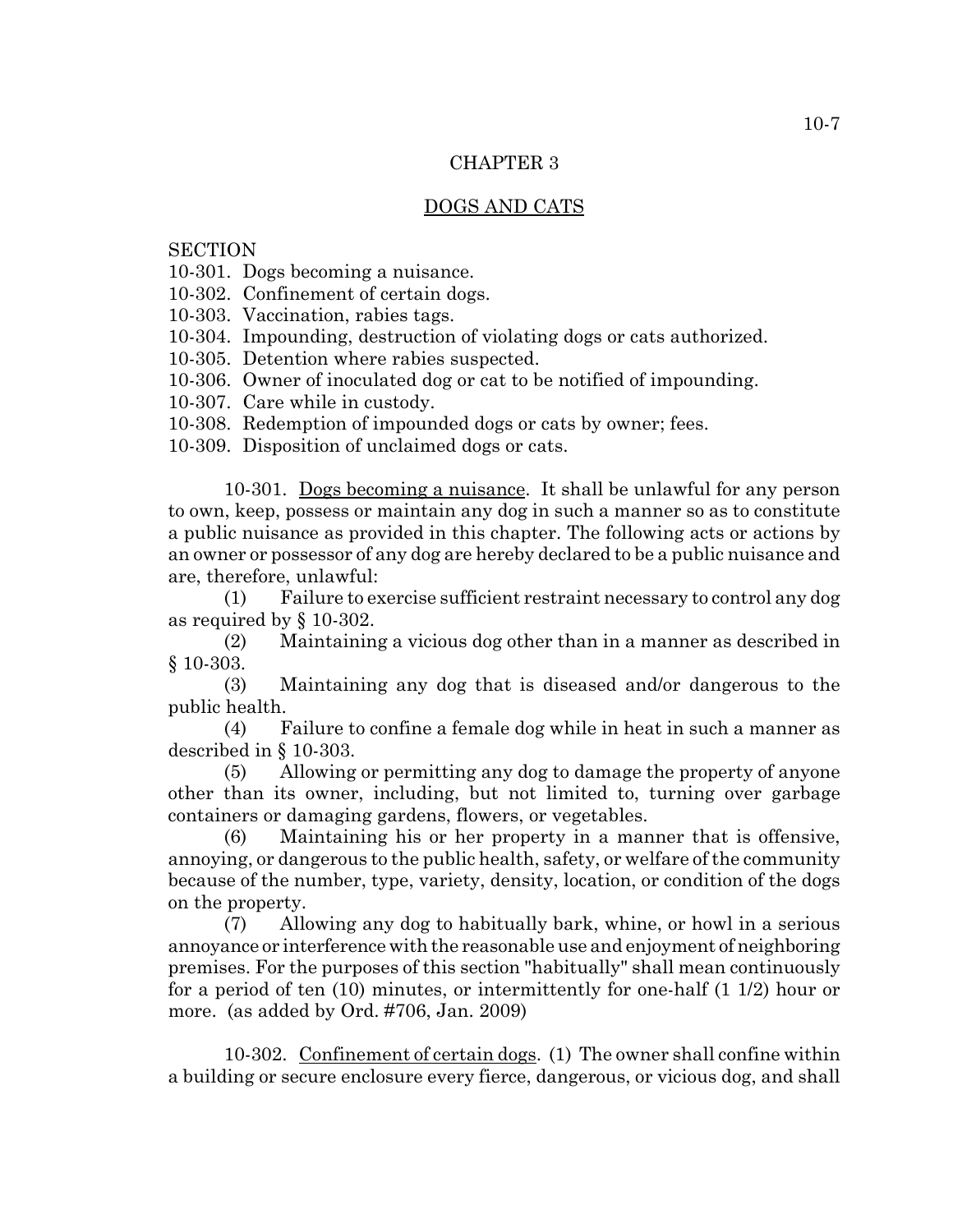# CHAPTER 3

## DOGS AND CATS

SECTION

10-301. Dogs becoming a nuisance.
10-302. Confinement of certain dogs.
10-303. Vaccination, rabies tags.
10-304. Impounding, destruction of violating dogs or cats authorized.
10-305. Detention where rabies suspected.
10-306. Owner of inoculated dog or cat to be notified of impounding.
10-307. Care while in custody.
10-308. Redemption of impounded dogs or cats by owner; fees.
10-309. Disposition of unclaimed dogs or cats.

10-301. Dogs becoming a nuisance. It shall be unlawful for any person to own, keep, possess or maintain any dog in such a manner so as to constitute a public nuisance as provided in this chapter. The following acts or actions by an owner or possessor of any dog are hereby declared to be a public nuisance and are, therefore, unlawful:

(1) Failure to exercise sufficient restraint necessary to control any dog as required by § 10-302.

(2) Maintaining a vicious dog other than in a manner as described in § 10-303.

(3) Maintaining any dog that is diseased and/or dangerous to the public health.

(4) Failure to confine a female dog while in heat in such a manner as described in § 10-303.

(5) Allowing or permitting any dog to damage the property of anyone other than its owner, including, but not limited to, turning over garbage containers or damaging gardens, flowers, or vegetables.

(6) Maintaining his or her property in a manner that is offensive, annoying, or dangerous to the public health, safety, or welfare of the community because of the number, type, variety, density, location, or condition of the dogs on the property.

(7) Allowing any dog to habitually bark, whine, or howl in a serious annoyance or interference with the reasonable use and enjoyment of neighboring premises. For the purposes of this section "habitually" shall mean continuously for a period of ten (10) minutes, or intermittently for one-half (1 1/2) hour or more. (as added by Ord. #706, Jan. 2009)

10-302. Confinement of certain dogs. (1) The owner shall confine within a building or secure enclosure every fierce, dangerous, or vicious dog, and shall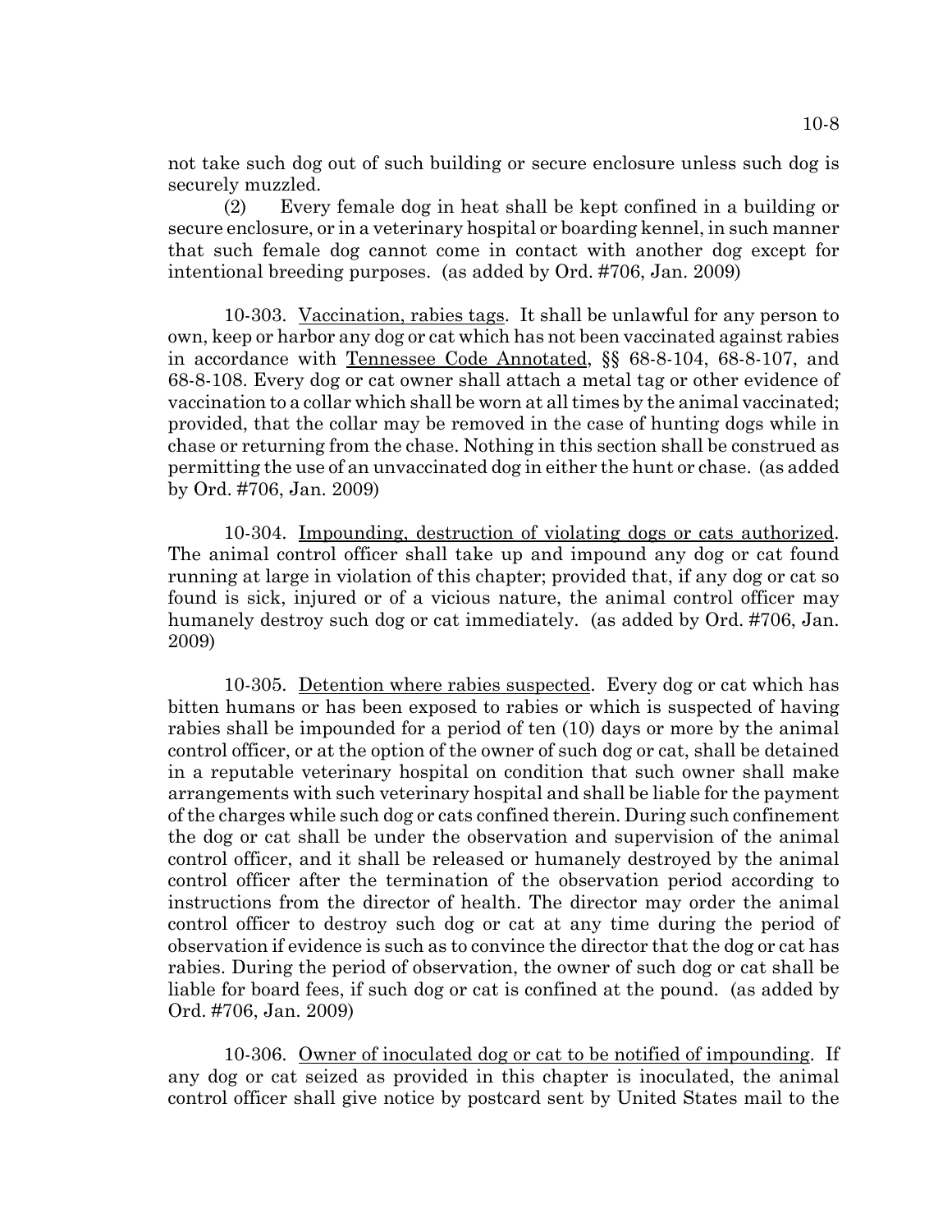not take such dog out of such building or secure enclosure unless such dog is securely muzzled.

(2) Every female dog in heat shall be kept confined in a building or secure enclosure, or in a veterinary hospital or boarding kennel, in such manner that such female dog cannot come in contact with another dog except for intentional breeding purposes. (as added by Ord. #706, Jan. 2009)

10-303. Vaccination, rabies tags. It shall be unlawful for any person to own, keep or harbor any dog or cat which has not been vaccinated against rabies in accordance with Tennessee Code Annotated, §§ 68-8-104, 68-8-107, and 68-8-108. Every dog or cat owner shall attach a metal tag or other evidence of vaccination to a collar which shall be worn at all times by the animal vaccinated; provided, that the collar may be removed in the case of hunting dogs while in chase or returning from the chase. Nothing in this section shall be construed as permitting the use of an unvaccinated dog in either the hunt or chase. (as added by Ord. #706, Jan. 2009)

10-304. Impounding, destruction of violating dogs or cats authorized. The animal control officer shall take up and impound any dog or cat found running at large in violation of this chapter; provided that, if any dog or cat so found is sick, injured or of a vicious nature, the animal control officer may humanely destroy such dog or cat immediately. (as added by Ord. #706, Jan. 2009)

10-305. Detention where rabies suspected. Every dog or cat which has bitten humans or has been exposed to rabies or which is suspected of having rabies shall be impounded for a period of ten (10) days or more by the animal control officer, or at the option of the owner of such dog or cat, shall be detained in a reputable veterinary hospital on condition that such owner shall make arrangements with such veterinary hospital and shall be liable for the payment of the charges while such dog or cats confined therein. During such confinement the dog or cat shall be under the observation and supervision of the animal control officer, and it shall be released or humanely destroyed by the animal control officer after the termination of the observation period according to instructions from the director of health. The director may order the animal control officer to destroy such dog or cat at any time during the period of observation if evidence is such as to convince the director that the dog or cat has rabies. During the period of observation, the owner of such dog or cat shall be liable for board fees, if such dog or cat is confined at the pound. (as added by Ord. #706, Jan. 2009)

10-306. Owner of inoculated dog or cat to be notified of impounding. If any dog or cat seized as provided in this chapter is inoculated, the animal control officer shall give notice by postcard sent by United States mail to the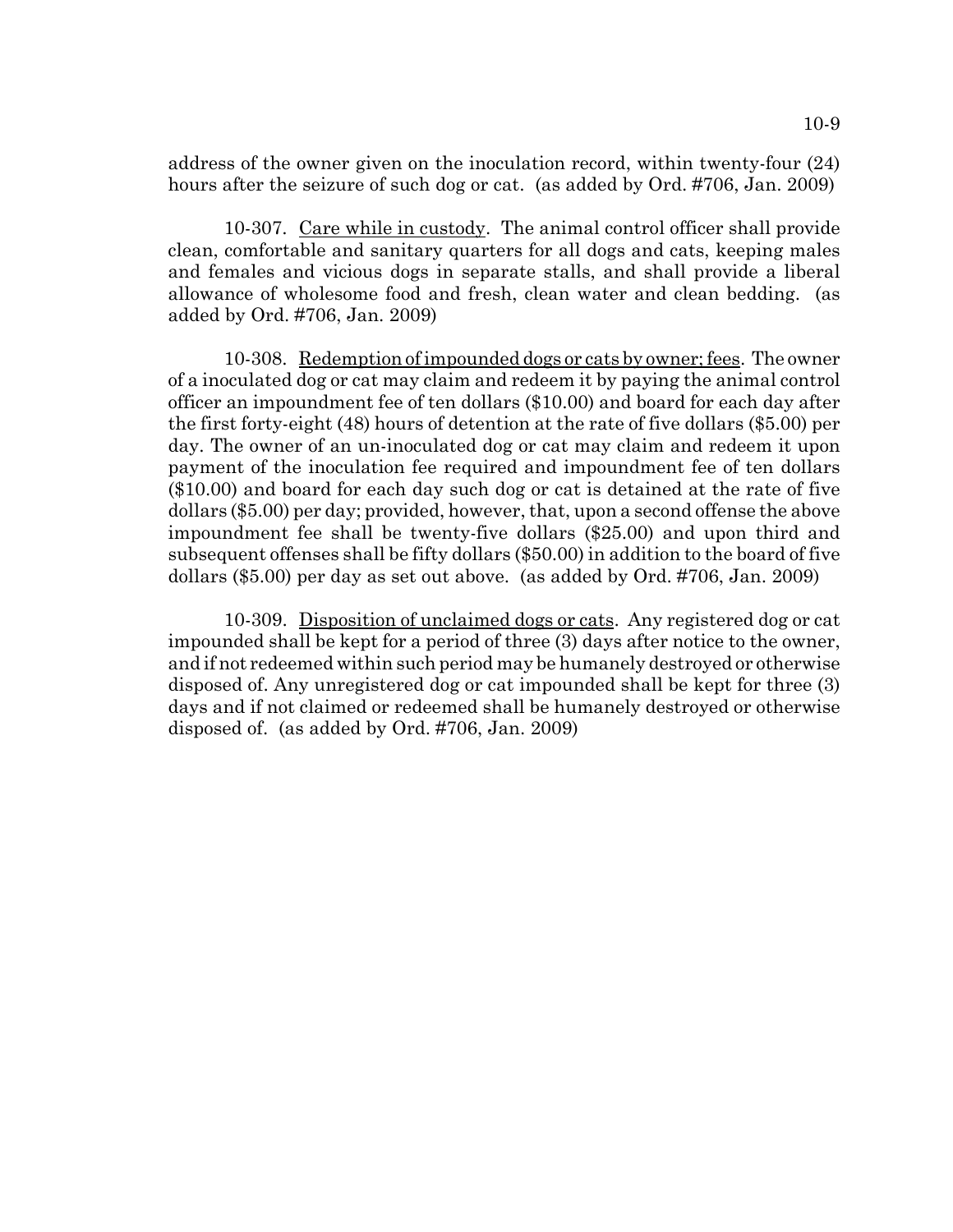address of the owner given on the inoculation record, within twenty-four (24) hours after the seizure of such dog or cat. (as added by Ord. #706, Jan. 2009)

10-307. Care while in custody. The animal control officer shall provide clean, comfortable and sanitary quarters for all dogs and cats, keeping males and females and vicious dogs in separate stalls, and shall provide a liberal allowance of wholesome food and fresh, clean water and clean bedding. (as added by Ord. #706, Jan. 2009)

10-308. Redemption of impounded dogs or cats by owner; fees. The owner of a inoculated dog or cat may claim and redeem it by paying the animal control officer an impoundment fee of ten dollars ($10.00) and board for each day after the first forty-eight (48) hours of detention at the rate of five dollars ($5.00) per day. The owner of an un-inoculated dog or cat may claim and redeem it upon payment of the inoculation fee required and impoundment fee of ten dollars ($10.00) and board for each day such dog or cat is detained at the rate of five dollars ($5.00) per day; provided, however, that, upon a second offense the above impoundment fee shall be twenty-five dollars ($25.00) and upon third and subsequent offenses shall be fifty dollars ($50.00) in addition to the board of five dollars ($5.00) per day as set out above. (as added by Ord. #706, Jan. 2009)

10-309. Disposition of unclaimed dogs or cats. Any registered dog or cat impounded shall be kept for a period of three (3) days after notice to the owner, and if not redeemed within such period may be humanely destroyed or otherwise disposed of. Any unregistered dog or cat impounded shall be kept for three (3) days and if not claimed or redeemed shall be humanely destroyed or otherwise disposed of. (as added by Ord. #706, Jan. 2009)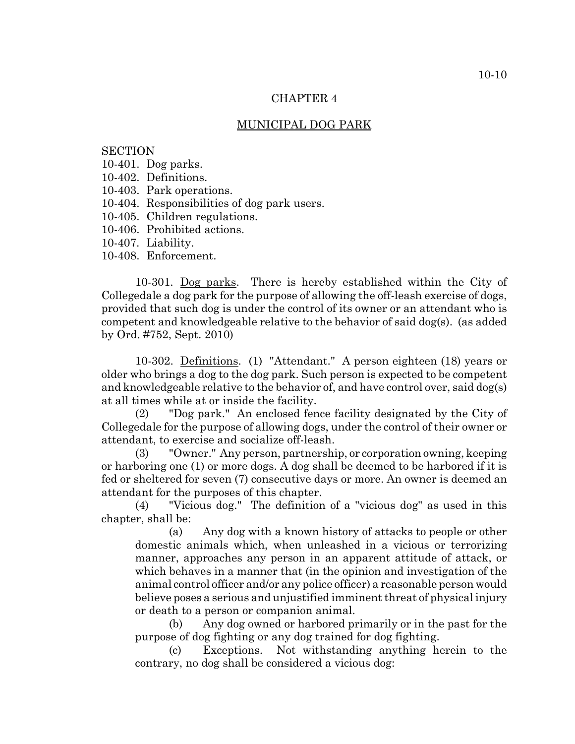# CHAPTER 4

## MUNICIPAL DOG PARK

SECTION
10-401. Dog parks.
10-402. Definitions.
10-403. Park operations.
10-404. Responsibilities of dog park users.
10-405. Children regulations.
10-406. Prohibited actions.
10-407. Liability.
10-408. Enforcement.

10-301. Dog parks. There is hereby established within the City of Collegedale a dog park for the purpose of allowing the off-leash exercise of dogs, provided that such dog is under the control of its owner or an attendant who is competent and knowledgeable relative to the behavior of said dog(s). (as added by Ord. #752, Sept. 2010)

10-302. Definitions. (1) "Attendant." A person eighteen (18) years or older who brings a dog to the dog park. Such person is expected to be competent and knowledgeable relative to the behavior of, and have control over, said dog(s) at all times while at or inside the facility.

(2) "Dog park." An enclosed fence facility designated by the City of Collegedale for the purpose of allowing dogs, under the control of their owner or attendant, to exercise and socialize off-leash.

(3) "Owner." Any person, partnership, or corporation owning, keeping or harboring one (1) or more dogs. A dog shall be deemed to be harbored if it is fed or sheltered for seven (7) consecutive days or more. An owner is deemed an attendant for the purposes of this chapter.

(4) "Vicious dog." The definition of a "vicious dog" as used in this chapter, shall be:

(a) Any dog with a known history of attacks to people or other domestic animals which, when unleashed in a vicious or terrorizing manner, approaches any person in an apparent attitude of attack, or which behaves in a manner that (in the opinion and investigation of the animal control officer and/or any police officer) a reasonable person would believe poses a serious and unjustified imminent threat of physical injury or death to a person or companion animal.

(b) Any dog owned or harbored primarily or in the past for the purpose of dog fighting or any dog trained for dog fighting.

(c) Exceptions. Not withstanding anything herein to the contrary, no dog shall be considered a vicious dog: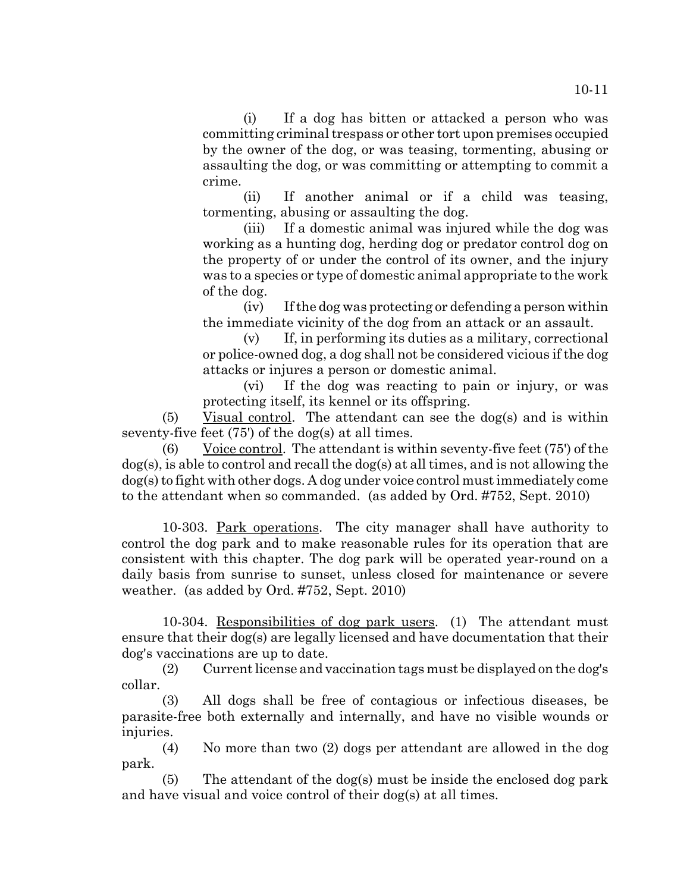(i) If a dog has bitten or attacked a person who was committing criminal trespass or other tort upon premises occupied by the owner of the dog, or was teasing, tormenting, abusing or assaulting the dog, or was committing or attempting to commit a crime.

(ii) If another animal or if a child was teasing, tormenting, abusing or assaulting the dog.

(iii) If a domestic animal was injured while the dog was working as a hunting dog, herding dog or predator control dog on the property of or under the control of its owner, and the injury was to a species or type of domestic animal appropriate to the work of the dog.

(iv) If the dog was protecting or defending a person within the immediate vicinity of the dog from an attack or an assault.

(v) If, in performing its duties as a military, correctional or police-owned dog, a dog shall not be considered vicious if the dog attacks or injures a person or domestic animal.

(vi) If the dog was reacting to pain or injury, or was protecting itself, its kennel or its offspring.

(5) Visual control. The attendant can see the dog(s) and is within seventy-five feet (75') of the dog(s) at all times.

(6) Voice control. The attendant is within seventy-five feet (75') of the dog(s), is able to control and recall the dog(s) at all times, and is not allowing the dog(s) to fight with other dogs. A dog under voice control must immediately come to the attendant when so commanded. (as added by Ord. #752, Sept. 2010)

10-303. Park operations. The city manager shall have authority to control the dog park and to make reasonable rules for its operation that are consistent with this chapter. The dog park will be operated year-round on a daily basis from sunrise to sunset, unless closed for maintenance or severe weather. (as added by Ord. #752, Sept. 2010)

10-304. Responsibilities of dog park users. (1) The attendant must ensure that their dog(s) are legally licensed and have documentation that their dog's vaccinations are up to date.

(2) Current license and vaccination tags must be displayed on the dog's collar.

(3) All dogs shall be free of contagious or infectious diseases, be parasite-free both externally and internally, and have no visible wounds or injuries.

(4) No more than two (2) dogs per attendant are allowed in the dog park.

(5) The attendant of the dog(s) must be inside the enclosed dog park and have visual and voice control of their dog(s) at all times.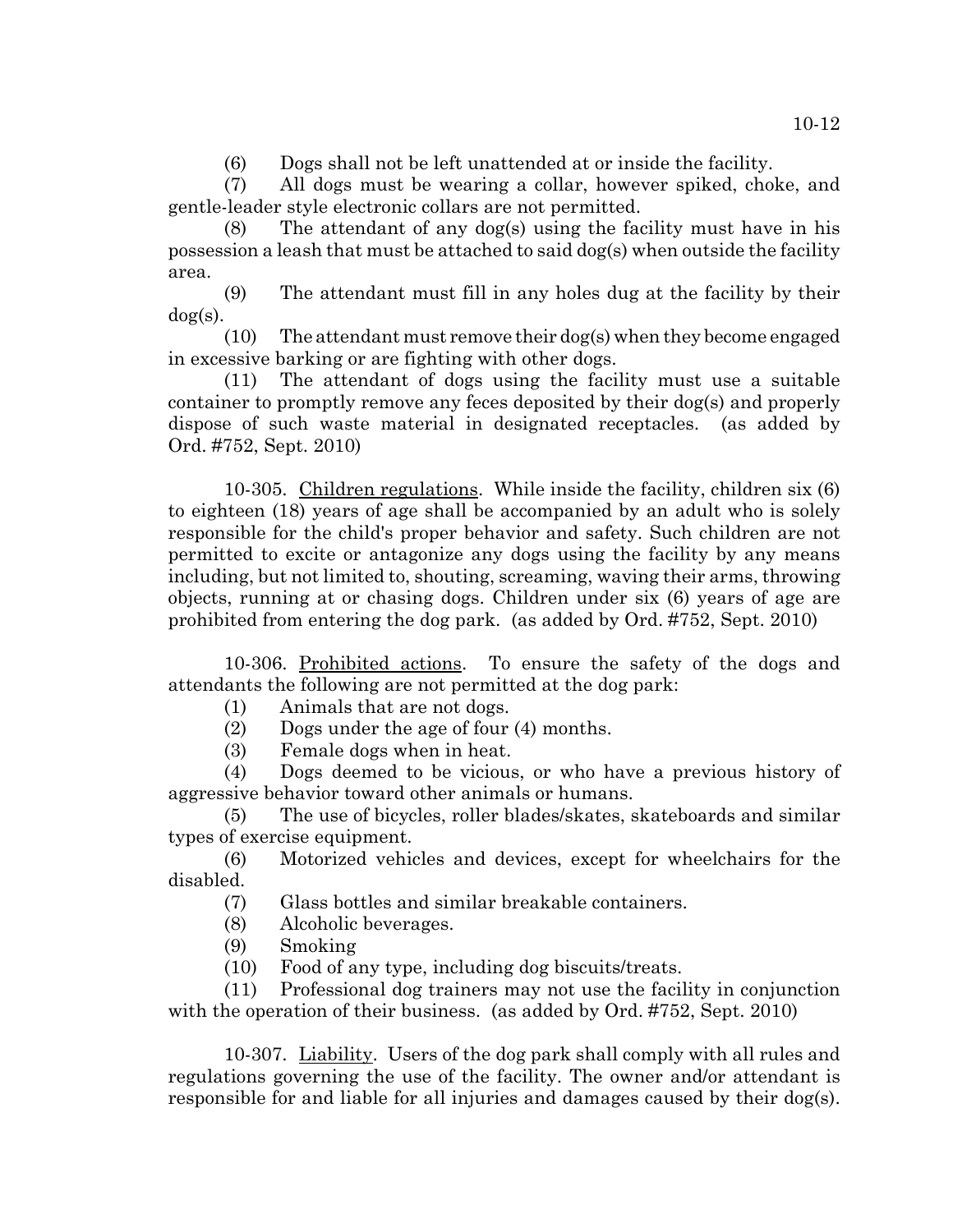(6) Dogs shall not be left unattended at or inside the facility.

(7) All dogs must be wearing a collar, however spiked, choke, and gentle-leader style electronic collars are not permitted.

(8) The attendant of any dog(s) using the facility must have in his possession a leash that must be attached to said dog(s) when outside the facility area.

(9) The attendant must fill in any holes dug at the facility by their dog(s).

(10) The attendant must remove their dog(s) when they become engaged in excessive barking or are fighting with other dogs.

(11) The attendant of dogs using the facility must use a suitable container to promptly remove any feces deposited by their dog(s) and properly dispose of such waste material in designated receptacles. (as added by Ord. #752, Sept. 2010)

10-305. Children regulations. While inside the facility, children six (6) to eighteen (18) years of age shall be accompanied by an adult who is solely responsible for the child's proper behavior and safety. Such children are not permitted to excite or antagonize any dogs using the facility by any means including, but not limited to, shouting, screaming, waving their arms, throwing objects, running at or chasing dogs. Children under six (6) years of age are prohibited from entering the dog park. (as added by Ord. #752, Sept. 2010)

10-306. Prohibited actions. To ensure the safety of the dogs and attendants the following are not permitted at the dog park:

(1) Animals that are not dogs.

(2) Dogs under the age of four (4) months.

(3) Female dogs when in heat.

(4) Dogs deemed to be vicious, or who have a previous history of aggressive behavior toward other animals or humans.

(5) The use of bicycles, roller blades/skates, skateboards and similar types of exercise equipment.

(6) Motorized vehicles and devices, except for wheelchairs for the disabled.

(7) Glass bottles and similar breakable containers.

(8) Alcoholic beverages.

(9) Smoking

(10) Food of any type, including dog biscuits/treats.

(11) Professional dog trainers may not use the facility in conjunction with the operation of their business. (as added by Ord. #752, Sept. 2010)

10-307. Liability. Users of the dog park shall comply with all rules and regulations governing the use of the facility. The owner and/or attendant is responsible for and liable for all injuries and damages caused by their dog(s).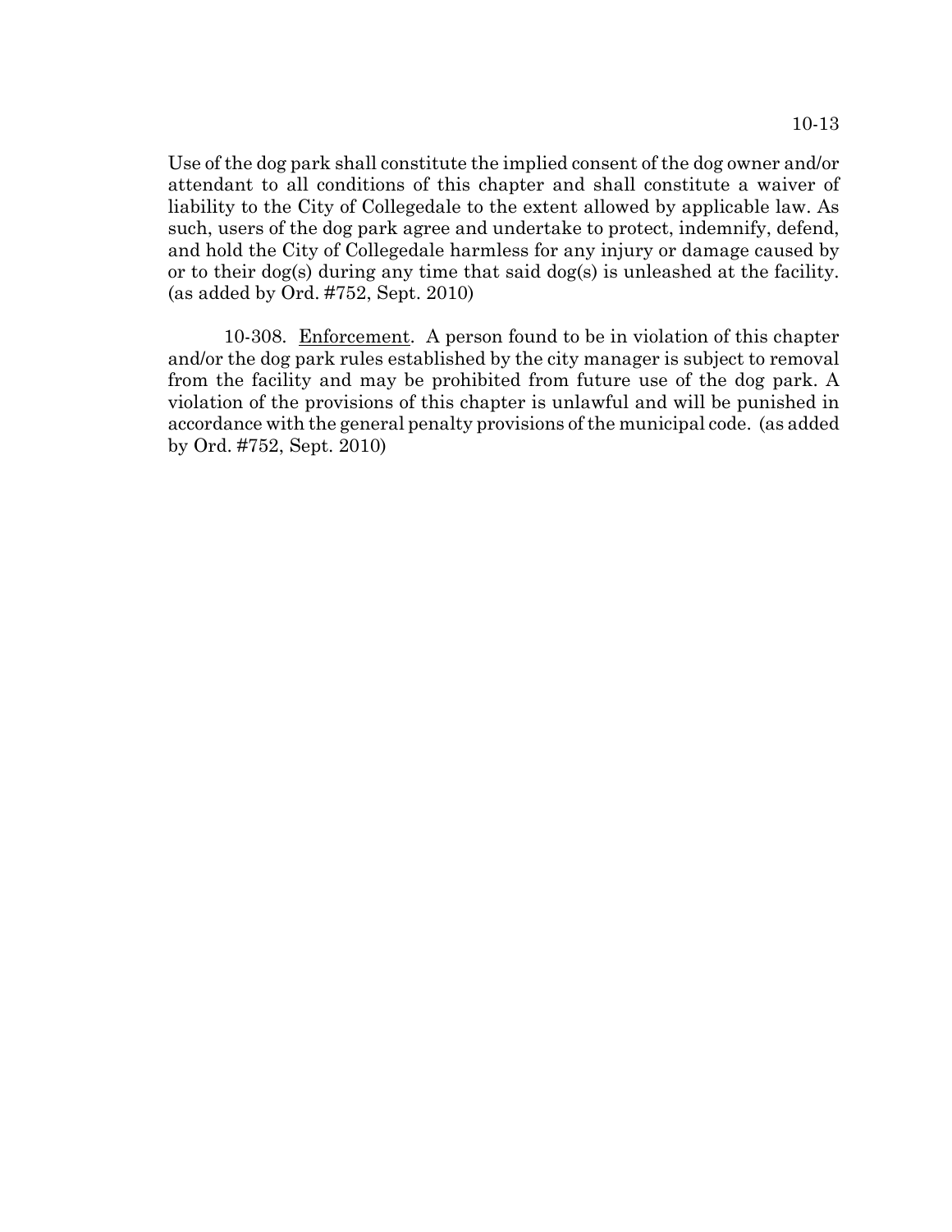Use of the dog park shall constitute the implied consent of the dog owner and/or attendant to all conditions of this chapter and shall constitute a waiver of liability to the City of Collegedale to the extent allowed by applicable law. As such, users of the dog park agree and undertake to protect, indemnify, defend, and hold the City of Collegedale harmless for any injury or damage caused by or to their dog(s) during any time that said dog(s) is unleashed at the facility. (as added by Ord. #752, Sept. 2010)

10-308. Enforcement. A person found to be in violation of this chapter and/or the dog park rules established by the city manager is subject to removal from the facility and may be prohibited from future use of the dog park. A violation of the provisions of this chapter is unlawful and will be punished in accordance with the general penalty provisions of the municipal code. (as added by Ord. #752, Sept. 2010)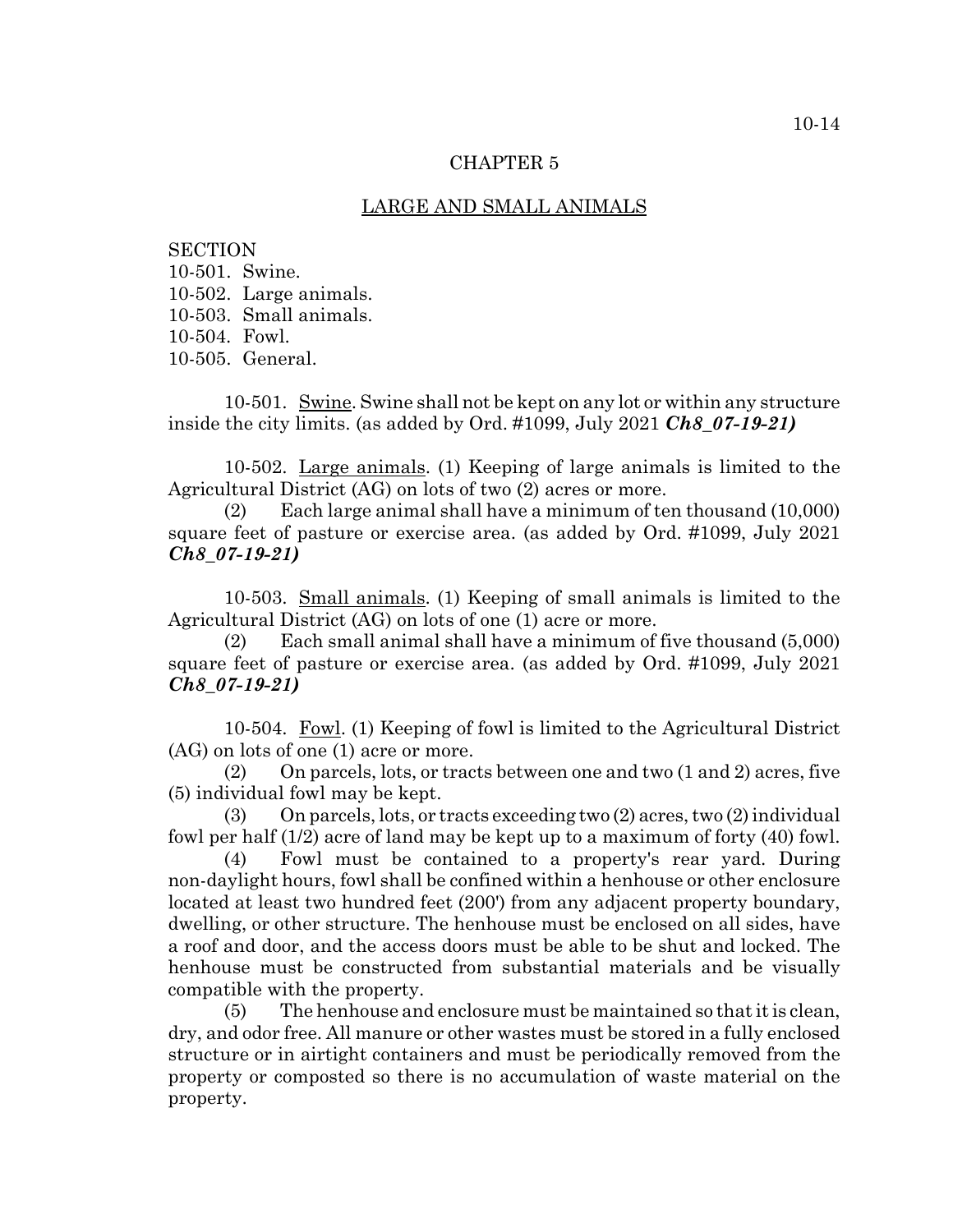# CHAPTER 5

## LARGE AND SMALL ANIMALS

SECTION
10-501. Swine.
10-502. Large animals.
10-503. Small animals.
10-504. Fowl.
10-505. General.

**10-501. Swine.** Swine shall not be kept on any lot or within any structure inside the city limits. (as added by Ord. #1099, July 2021 ***Ch8_07-19-21)***

**10-502. Large animals.** (1) Keeping of large animals is limited to the Agricultural District (AG) on lots of two (2) acres or more.

(2) Each large animal shall have a minimum of ten thousand (10,000) square feet of pasture or exercise area. (as added by Ord. #1099, July 2021 ***Ch8_07-19-21)***

**10-503. Small animals.** (1) Keeping of small animals is limited to the Agricultural District (AG) on lots of one (1) acre or more.

(2) Each small animal shall have a minimum of five thousand (5,000) square feet of pasture or exercise area. (as added by Ord. #1099, July 2021 ***Ch8_07-19-21)***

**10-504. Fowl.** (1) Keeping of fowl is limited to the Agricultural District (AG) on lots of one (1) acre or more.

(2) On parcels, lots, or tracts between one and two (1 and 2) acres, five (5) individual fowl may be kept.

(3) On parcels, lots, or tracts exceeding two (2) acres, two (2) individual fowl per half (1/2) acre of land may be kept up to a maximum of forty (40) fowl.

(4) Fowl must be contained to a property's rear yard. During non-daylight hours, fowl shall be confined within a henhouse or other enclosure located at least two hundred feet (200') from any adjacent property boundary, dwelling, or other structure. The henhouse must be enclosed on all sides, have a roof and door, and the access doors must be able to be shut and locked. The henhouse must be constructed from substantial materials and be visually compatible with the property.

(5) The henhouse and enclosure must be maintained so that it is clean, dry, and odor free. All manure or other wastes must be stored in a fully enclosed structure or in airtight containers and must be periodically removed from the property or composted so there is no accumulation of waste material on the property.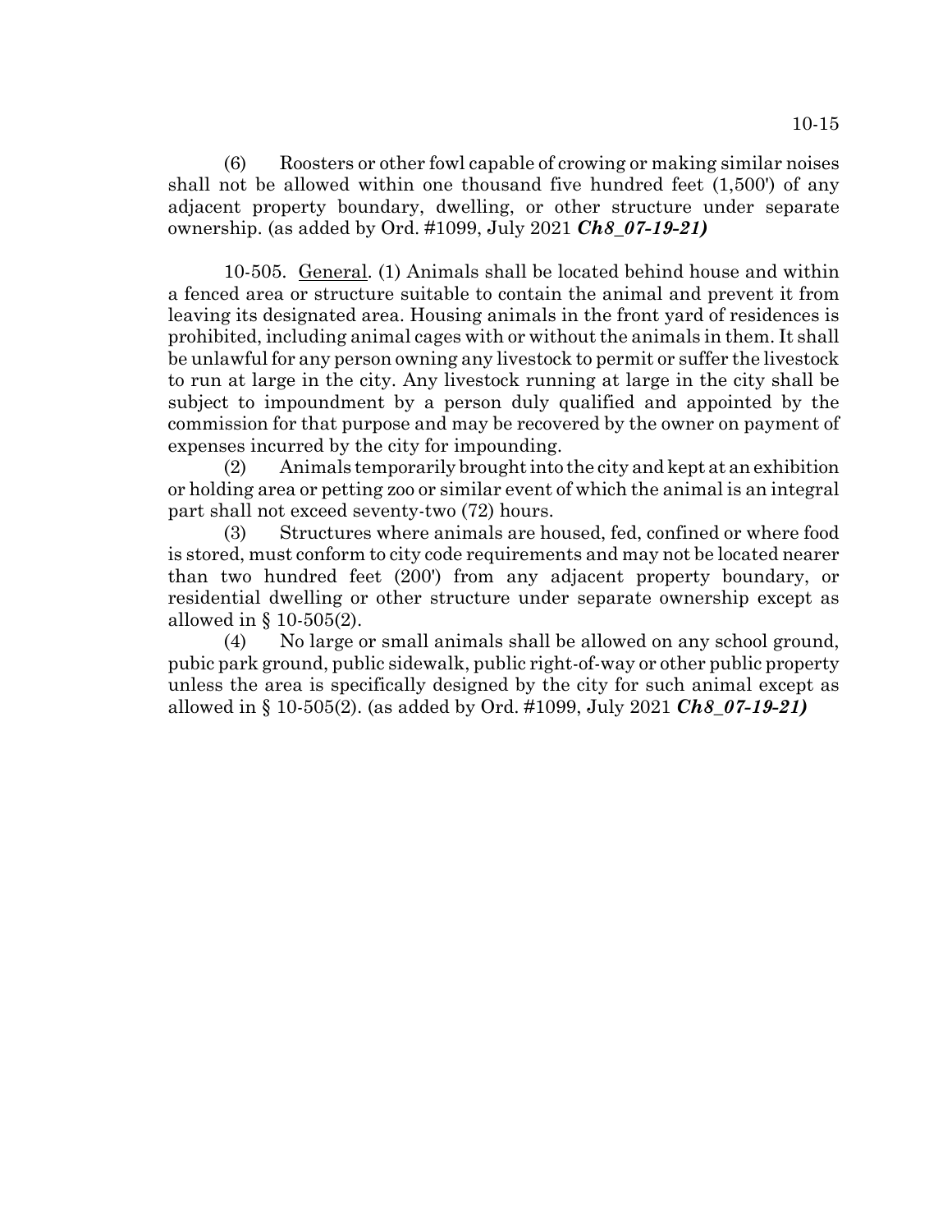(6) Roosters or other fowl capable of crowing or making similar noises shall not be allowed within one thousand five hundred feet (1,500') of any adjacent property boundary, dwelling, or other structure under separate ownership. (as added by Ord. #1099, July 2021 ***Ch8_07-19-21)***

10-505. General. (1) Animals shall be located behind house and within a fenced area or structure suitable to contain the animal and prevent it from leaving its designated area. Housing animals in the front yard of residences is prohibited, including animal cages with or without the animals in them. It shall be unlawful for any person owning any livestock to permit or suffer the livestock to run at large in the city. Any livestock running at large in the city shall be subject to impoundment by a person duly qualified and appointed by the commission for that purpose and may be recovered by the owner on payment of expenses incurred by the city for impounding.

(2) Animals temporarily brought into the city and kept at an exhibition or holding area or petting zoo or similar event of which the animal is an integral part shall not exceed seventy-two (72) hours.

(3) Structures where animals are housed, fed, confined or where food is stored, must conform to city code requirements and may not be located nearer than two hundred feet (200') from any adjacent property boundary, or residential dwelling or other structure under separate ownership except as allowed in § 10-505(2).

(4) No large or small animals shall be allowed on any school ground, pubic park ground, public sidewalk, public right-of-way or other public property unless the area is specifically designed by the city for such animal except as allowed in § 10-505(2). (as added by Ord. #1099, July 2021 ***Ch8_07-19-21)***